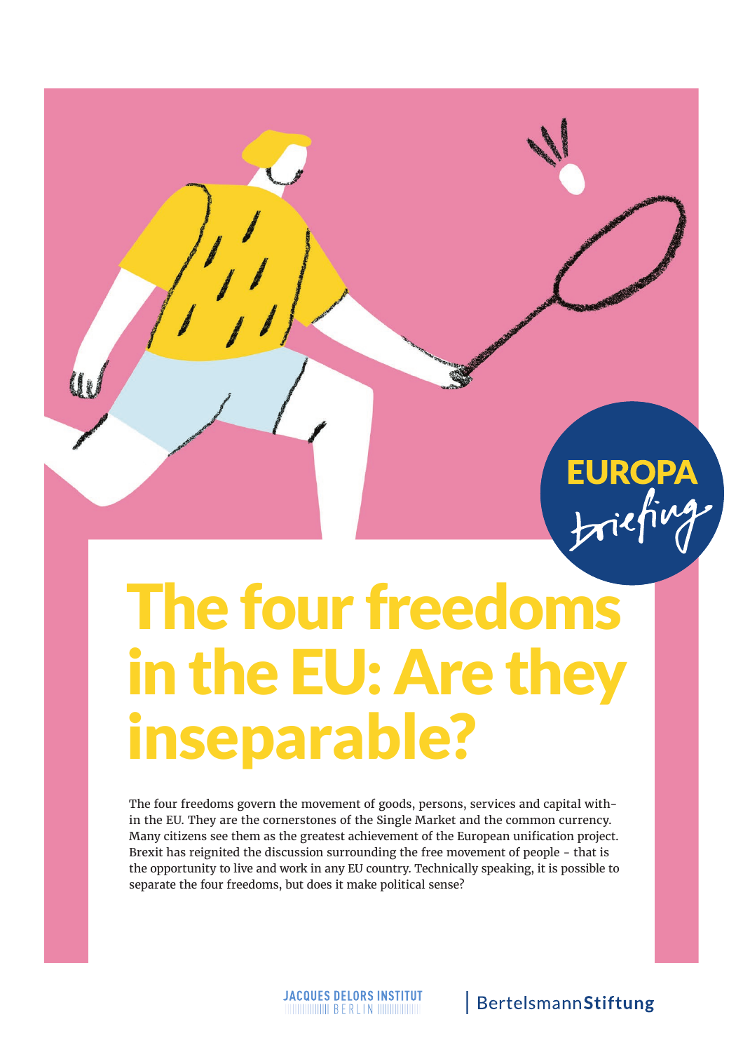EUROPA briefing

# The four freedoms in the EU: Are they inseparable?

The four freedoms govern the movement of goods, persons, services and capital within the EU. They are the cornerstones of the Single Market and the common currency. Many citizens see them as the greatest achievement of the European unification project. Brexit has reignited the discussion surrounding the free movement of people - that is the opportunity to live and work in any EU country. Technically speaking, it is possible to separate the four freedoms, but does it make political sense?

JACQUES DELORS INSTITUT BERLIN | BertelsmannStiftung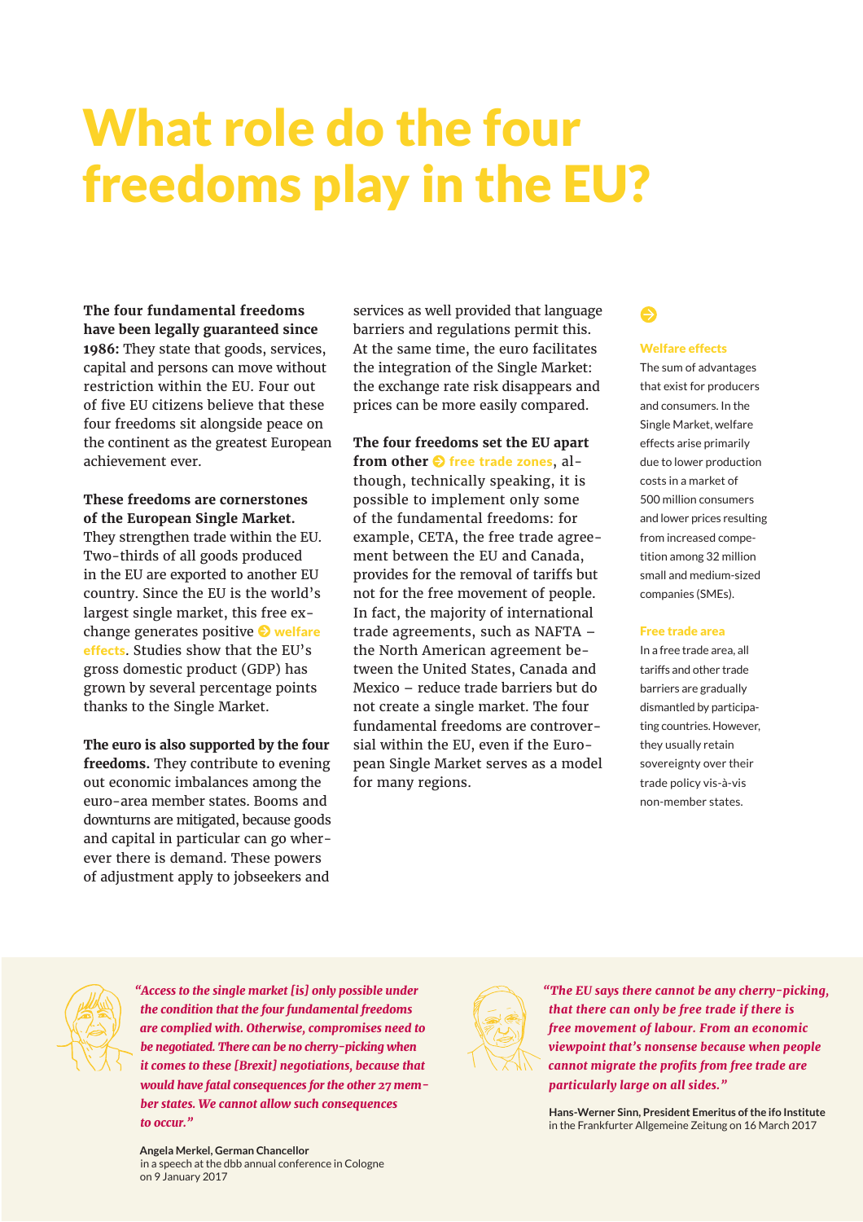# What role do the four freedoms play in the EU?

**The four fundamental freedoms have been legally guaranteed since 1986:** They state that goods, services, capital and persons can move without restriction within the EU. Four out of five EU citizens believe that these four freedoms sit alongside peace on the continent as the greatest European achievement ever.

**These freedoms are cornerstones of the European Single Market.** They strengthen trade within the EU. Two-thirds of all goods produced in the EU are exported to another EU country. Since the EU is the world's largest single market, this free exchange generates positive welfare effects. Studies show that the EU's gross domestic product (GDP) has grown by several percentage points thanks to the Single Market.

**The euro is also supported by the four freedoms.** They contribute to evening out economic imbalances among the euro-area member states. Booms and downturns are mitigated, because goods and capital in particular can go wherever there is demand. These powers of adjustment apply to jobseekers and services as well provided that language barriers and regulations permit this. At the same time, the euro facilitates the integration of the Single Market: the exchange rate risk disappears and prices can be more easily compared.

**The four freedoms set the EU apart from other** free trade zones, although, technically speaking, it is possible to implement only some of the fundamental freedoms: for example, CETA, the free trade agreement between the EU and Canada, provides for the removal of tariffs but not for the free movement of people. In fact, the majority of international trade agreements, such as NAFTA – the North American agreement between the United States, Canada and Mexico – reduce trade barriers but do not create a single market. The four fundamental freedoms are controversial within the EU, even if the European Single Market serves as a model for many regions.

**Welfare effects**
The sum of advantages that exist for producers and consumers. In the Single Market, welfare effects arise primarily due to lower production costs in a market of 500 million consumers and lower prices resulting from increased competition among 32 million small and medium-sized companies (SMEs).

**Free trade area**
In a free trade area, all tariffs and other trade barriers are gradually dismantled by participating countries. However, they usually retain sovereignty over their trade policy vis-à-vis non-member states.

*"Access to the single market [is] only possible under the condition that the four fundamental freedoms are complied with. Otherwise, compromises need to be negotiated. There can be no cherry-picking when it comes to these [Brexit] negotiations, because that would have fatal consequences for the other 27 member states. We cannot allow such consequences to occur."*

**Angela Merkel, German Chancellor**
in a speech at the dbb annual conference in Cologne on 9 January 2017

*"The EU says there cannot be any cherry-picking, that there can only be free trade if there is free movement of labour. From an economic viewpoint that's nonsense because when people cannot migrate the profits from free trade are particularly large on all sides."*

**Hans-Werner Sinn, President Emeritus of the ifo Institute**
in the Frankfurter Allgemeine Zeitung on 16 March 2017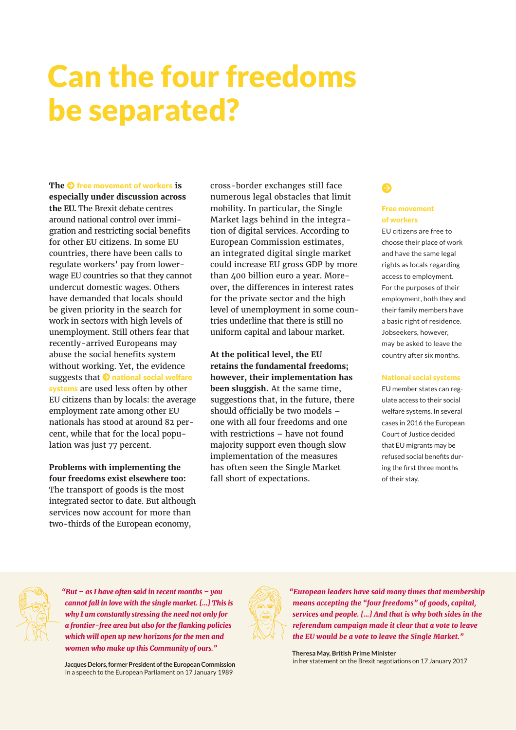# Can the four freedoms be separated?

**The free movement of workers is especially under discussion across the EU.** The Brexit debate centres around national control over immigration and restricting social benefits for other EU citizens. In some EU countries, there have been calls to regulate workers' pay from lower-wage EU countries so that they cannot undercut domestic wages. Others have demanded that locals should be given priority in the search for work in sectors with high levels of unemployment. Still others fear that recently-arrived Europeans may abuse the social benefits system without working. Yet, the evidence suggests that national social welfare systems are used less often by other EU citizens than by locals: the average employment rate among other EU nationals has stood at around 82 percent, while that for the local population was just 77 percent.

**Problems with implementing the four freedoms exist elsewhere too:** The transport of goods is the most integrated sector to date. But although services now account for more than two-thirds of the European economy, cross-border exchanges still face numerous legal obstacles that limit mobility. In particular, the Single Market lags behind in the integration of digital services. According to European Commission estimates, an integrated digital single market could increase EU gross GDP by more than 400 billion euro a year. Moreover, the differences in interest rates for the private sector and the high level of unemployment in some countries underline that there is still no uniform capital and labour market.

**At the political level, the EU retains the fundamental freedoms; however, their implementation has been sluggish.** At the same time, suggestions that, in the future, there should officially be two models – one with all four freedoms and one with restrictions – have not found majority support even though slow implementation of the measures has often seen the Single Market fall short of expectations.

**Free movement of workers**
EU citizens are free to choose their place of work and have the same legal rights as locals regarding access to employment. For the purposes of their employment, both they and their family members have a basic right of residence. Jobseekers, however, may be asked to leave the country after six months.

**National social systems**
EU member states can regulate access to their social welfare systems. In several cases in 2016 the European Court of Justice decided that EU migrants may be refused social benefits during the first three months of their stay.

*"But – as I have often said in recent months – you cannot fall in love with the single market. [...] This is why I am constantly stressing the need not only for a frontier-free area but also for the flanking policies which will open up new horizons for the men and women who make up this Community of ours."*

**Jacques Delors, former President of the European Commission**
in a speech to the European Parliament on 17 January 1989

*"European leaders have said many times that membership means accepting the "four freedoms" of goods, capital, services and people. [...] And that is why both sides in the referendum campaign made it clear that a vote to leave the EU would be a vote to leave the Single Market."*

**Theresa May, British Prime Minister**
in her statement on the Brexit negotiations on 17 January 2017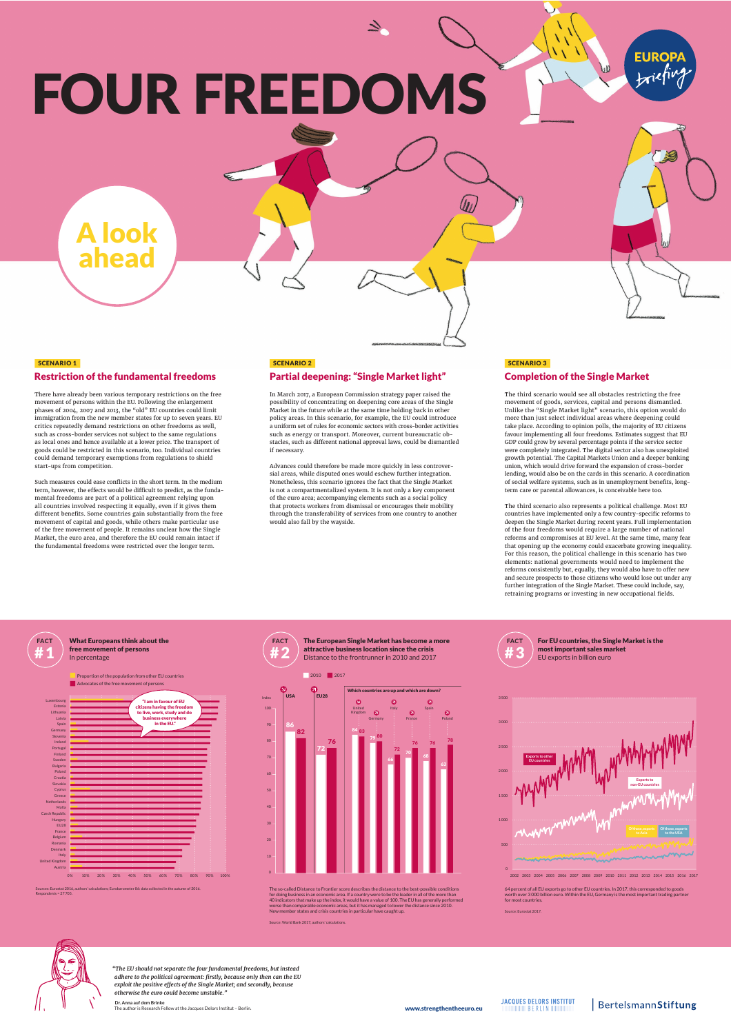# FOUR FREEDOMS

## A look ahead

**SCENARIO 1**

### Restriction of the fundamental freedoms

There have already been various temporary restrictions on the free movement of persons within the EU. Following the enlargement phases of 2004, 2007 and 2013, the "old" EU countries could limit immigration from the new member states for up to seven years. EU critics repeatedly demand restrictions on other freedoms as well, such as cross-border services not subject to the same regulations as local ones and hence available at a lower price. The transport of goods could be restricted in this scenario, too. Individual countries could demand temporary exemptions from regulations to shield start-ups from competition.

Such measures could ease conflicts in the short term. In the medium term, however, the effects would be difficult to predict, as the fundamental freedoms are part of a political agreement relying upon all countries involved respecting it equally, even if it gives them different benefits. Some countries gain substantially from the free movement of capital and goods, while others make particular use of the free movement of people. It remains unclear how the Single Market, the euro area, and therefore the EU could remain intact if the fundamental freedoms were restricted over the longer term.

**SCENARIO 2**

### Partial deepening: "Single Market light"

In March 2017, a European Commission strategy paper raised the possibility of concentrating on deepening core areas of the Single Market in the future while at the same time holding back in other policy areas. In this scenario, for example, the EU could introduce a uniform set of rules for economic sectors with cross-border activities such as energy or transport. Moreover, current bureaucratic obstacles, such as different national approval laws, could be dismantled if necessary.

Advances could therefore be made more quickly in less controversial areas, while disputed ones would eschew further integration. Nonetheless, this scenario ignores the fact that the Single Market is not a compartmentalized system. It is not only a key component of the euro area; accompanying elements such as a social policy that protects workers from dismissal or encourages their mobility through the transferability of services from one country to another would also fall by the wayside.

**SCENARIO 3**

### Completion of the Single Market

The third scenario would see all obstacles restricting the free movement of goods, services, capital and persons dismantled. Unlike the "Single Market light" scenario, this option would do more than just select individual areas where deepening could take place. According to opinion polls, the majority of EU citizens favour implementing all four freedoms. Estimates suggest that EU GDP could grow by several percentage points if the service sector were completely integrated. The digital sector also has unexploited growth potential. The Capital Markets Union and a deeper banking union, which would drive forward the expansion of cross-border lending, would also be on the cards in this scenario. A coordination of social welfare systems, such as in unemployment benefits, long-term care or parental allowances, is conceivable here too.

The third scenario also represents a political challenge. Most EU countries have implemented only a few country-specific reforms to deepen the Single Market during recent years. Full implementation of the four freedoms would require a large number of national reforms and compromises at EU level. At the same time, many fear that opening up the economy could exacerbate growing inequality. For this reason, the political challenge in this scenario has two elements: national governments would need to implement the reforms consistently but, equally, they would also have to offer new and secure prospects to those citizens who would lose out under any further integration of the Single Market. These could include, say, retraining programs or investing in new occupational fields.

---

**FACT #1**

**What Europeans think about the free movement of persons**
In percentage

- Proportion of the population from other EU countries
- Advocates of the free movement of persons

"I am in favour of EU citizens having the freedom to live, work, study and do business everywhere in the EU."

Countries (in order): Luxembourg, Estonia, Lithuania, Latvia, Spain, Germany, Slovenia, Ireland, Portugal, Finland, Sweden, Bulgaria, Poland, Croatia, Slovakia, Cyprus, Greece, Netherlands, Malta, Czech Republic, Hungary, EU28, France, Belgium, Romania, Denmark, Italy, United Kingdom, Austria

Sources: Eurostat 2016, authors' calculations; Eurobarometer 86: data collected in the autumn of 2016. Respondents = 27 705.

**FACT #2**

**The European Single Market has become a more attractive business location since the crisis**
Distance to the frontrunner in 2010 and 2017

| | 2010 | 2017 |
|---|---|---|
| USA | 86 | 82 |
| EU28 | 72 | 76 |
| United Kingdom | 84 | 83 |
| Germany | 79 | 80 |
| Italy | 66 | 72 |
| France | 70 | 76 |
| Spain | 68 | 76 |
| Poland | 63 | 78 |

Which countries are up and which are down?

The so-called Distance to Frontier score describes the distance to the best-possible conditions for doing business in an economic area. If a country were to be the leader in all of the more than 40 indicators that make up the index, it would have a value of 100. The EU has generally performed worse than comparable economic areas, but it has managed to lower the distance since 2010. New member states and crisis countries in particular have caught up.

Source: World Bank 2017, authors' calculations.

**FACT #3**

**For EU countries, the Single Market is the most important sales market**
EU exports in billion euro

- Exports to other EU countries
- Exports to non-EU countries
- Of these, exports to Asia
- Of these, exports to the USA

64 percent of all EU exports go to other EU countries. In 2017, this corresponded to goods worth over 3 000 billion euro. Within the EU, Germany is the most important trading partner for most countries.

Source: Eurostat 2017.

---

*"The EU should not separate the four fundamental freedoms, but instead adhere to the political agreement: firstly, because only then can the EU exploit the positive effects of the Single Market; and secondly, because otherwise the euro could become unstable."*

**Dr. Anna auf dem Brinke**
The author is Research Fellow at the Jacques Delors Institut – Berlin.

www.strengthentheeuro.eu

JACQUES DELORS INSTITUT BERLIN | BertelsmannStiftung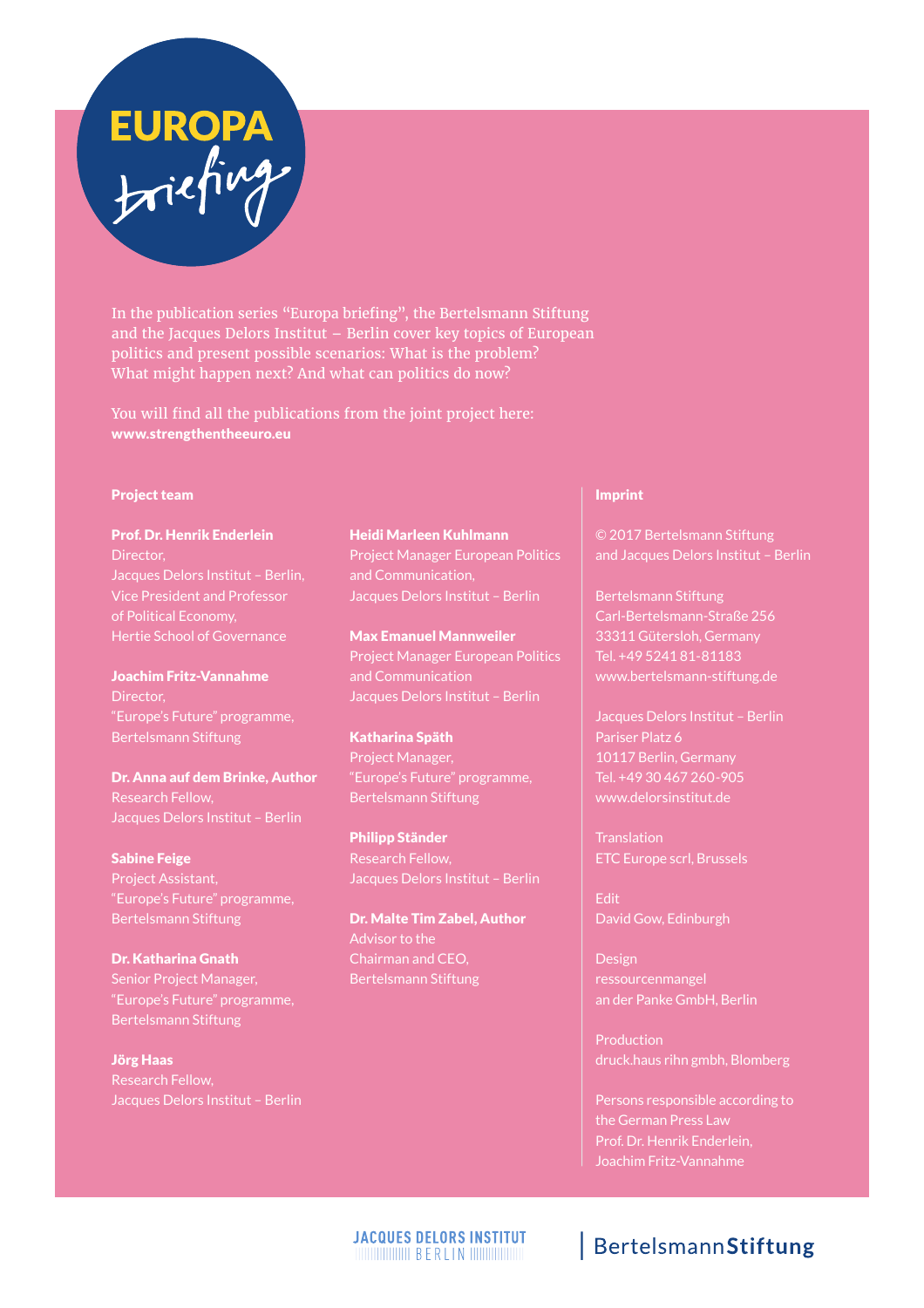# EUROPA briefing

In the publication series "Europa briefing", the Bertelsmann Stiftung and the Jacques Delors Institut – Berlin cover key topics of European politics and present possible scenarios: What is the problem? What might happen next? And what can politics do now?

You will find all the publications from the joint project here:
**www.strengthentheeuro.eu**

**Project team**

**Prof. Dr. Henrik Enderlein**
Director,
Jacques Delors Institut – Berlin,
Vice President and Professor of Political Economy,
Hertie School of Governance

**Joachim Fritz-Vannahme**
Director,
"Europe's Future" programme,
Bertelsmann Stiftung

**Dr. Anna auf dem Brinke, Author**
Research Fellow,
Jacques Delors Institut – Berlin

**Sabine Feige**
Project Assistant,
"Europe's Future" programme,
Bertelsmann Stiftung

**Dr. Katharina Gnath**
Senior Project Manager,
"Europe's Future" programme,
Bertelsmann Stiftung

**Jörg Haas**
Research Fellow,
Jacques Delors Institut – Berlin

**Heidi Marleen Kuhlmann**
Project Manager European Politics and Communication,
Jacques Delors Institut – Berlin

**Max Emanuel Mannweiler**
Project Manager European Politics and Communication
Jacques Delors Institut – Berlin

**Katharina Späth**
Project Manager,
"Europe's Future" programme,
Bertelsmann Stiftung

**Philipp Ständer**
Research Fellow,
Jacques Delors Institut – Berlin

**Dr. Malte Tim Zabel, Author**
Advisor to the Chairman and CEO,
Bertelsmann Stiftung

**Imprint**

© 2017 Bertelsmann Stiftung and Jacques Delors Institut – Berlin

Bertelsmann Stiftung
Carl-Bertelsmann-Straße 256
33311 Gütersloh, Germany
Tel. +49 5241 81-81183
www.bertelsmann-stiftung.de

Jacques Delors Institut – Berlin
Pariser Platz 6
10117 Berlin, Germany
Tel. +49 30 467 260-905
www.delorsinstitut.de

Translation
ETC Europe scrl, Brussels

Edit
David Gow, Edinburgh

Design
ressourcenmangel an der Panke GmbH, Berlin

Production
druck.haus rihn gmbh, Blomberg

Persons responsible according to the German Press Law
Prof. Dr. Henrik Enderlein,
Joachim Fritz-Vannahme

JACQUES DELORS INSTITUT BERLIN | BertelsmannStiftung